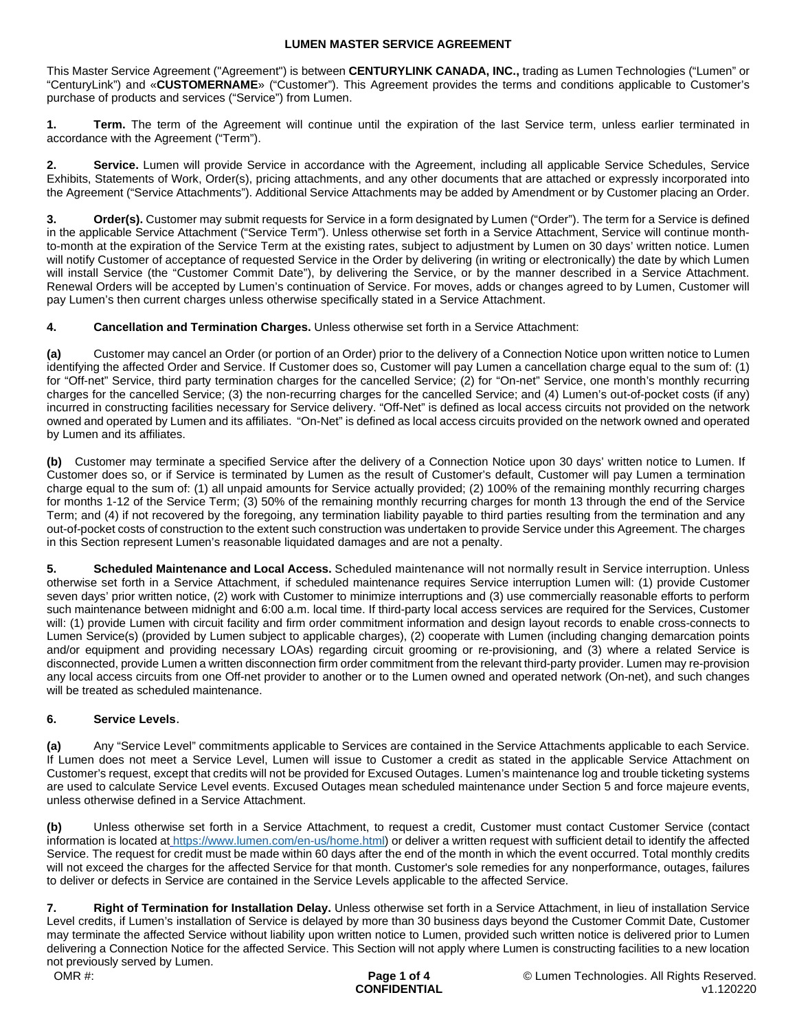# LUMEN MASTER SERVICE AGREEMENT

This Master Service Agreement ("Agreement") is between **CENTURYLINK CANADA, INC.,** trading as Lumen Technologies ("Lumen" or "CenturyLink") and «**CUSTOMERNAME**» ("Customer"). This Agreement provides the terms and conditions applicable to Customer's purchase of products and services ("Service") from Lumen.

**1. Term.** The term of the Agreement will continue until the expiration of the last Service term, unless earlier terminated in accordance with the Agreement ("Term").

**2. Service.** Lumen will provide Service in accordance with the Agreement, including all applicable Service Schedules, Service Exhibits, Statements of Work, Order(s), pricing attachments, and any other documents that are attached or expressly incorporated into the Agreement ("Service Attachments"). Additional Service Attachments may be added by Amendment or by Customer placing an Order.

**3. Order(s).** Customer may submit requests for Service in a form designated by Lumen ("Order"). The term for a Service is defined in the applicable Service Attachment ("Service Term"). Unless otherwise set forth in a Service Attachment, Service will continue month-to-month at the expiration of the Service Term at the existing rates, subject to adjustment by Lumen on 30 days' written notice. Lumen will notify Customer of acceptance of requested Service in the Order by delivering (in writing or electronically) the date by which Lumen will install Service (the "Customer Commit Date"), by delivering the Service, or by the manner described in a Service Attachment. Renewal Orders will be accepted by Lumen's continuation of Service. For moves, adds or changes agreed to by Lumen, Customer will pay Lumen's then current charges unless otherwise specifically stated in a Service Attachment.

**4. Cancellation and Termination Charges.** Unless otherwise set forth in a Service Attachment:

**(a)** Customer may cancel an Order (or portion of an Order) prior to the delivery of a Connection Notice upon written notice to Lumen identifying the affected Order and Service. If Customer does so, Customer will pay Lumen a cancellation charge equal to the sum of: (1) for "Off-net" Service, third party termination charges for the cancelled Service; (2) for "On-net" Service, one month's monthly recurring charges for the cancelled Service; (3) the non-recurring charges for the cancelled Service; and (4) Lumen's out-of-pocket costs (if any) incurred in constructing facilities necessary for Service delivery. "Off-Net" is defined as local access circuits not provided on the network owned and operated by Lumen and its affiliates. "On-Net" is defined as local access circuits provided on the network owned and operated by Lumen and its affiliates.

**(b)** Customer may terminate a specified Service after the delivery of a Connection Notice upon 30 days' written notice to Lumen. If Customer does so, or if Service is terminated by Lumen as the result of Customer's default, Customer will pay Lumen a termination charge equal to the sum of: (1) all unpaid amounts for Service actually provided; (2) 100% of the remaining monthly recurring charges for months 1-12 of the Service Term; (3) 50% of the remaining monthly recurring charges for month 13 through the end of the Service Term; and (4) if not recovered by the foregoing, any termination liability payable to third parties resulting from the termination and any out-of-pocket costs of construction to the extent such construction was undertaken to provide Service under this Agreement. The charges in this Section represent Lumen's reasonable liquidated damages and are not a penalty.

**5. Scheduled Maintenance and Local Access.** Scheduled maintenance will not normally result in Service interruption. Unless otherwise set forth in a Service Attachment, if scheduled maintenance requires Service interruption Lumen will: (1) provide Customer seven days' prior written notice, (2) work with Customer to minimize interruptions and (3) use commercially reasonable efforts to perform such maintenance between midnight and 6:00 a.m. local time. If third-party local access services are required for the Services, Customer will: (1) provide Lumen with circuit facility and firm order commitment information and design layout records to enable cross-connects to Lumen Service(s) (provided by Lumen subject to applicable charges), (2) cooperate with Lumen (including changing demarcation points and/or equipment and providing necessary LOAs) regarding circuit grooming or re-provisioning, and (3) where a related Service is disconnected, provide Lumen a written disconnection firm order commitment from the relevant third-party provider. Lumen may re-provision any local access circuits from one Off-net provider to another or to the Lumen owned and operated network (On-net), and such changes will be treated as scheduled maintenance.

**6. Service Levels**.

**(a)** Any "Service Level" commitments applicable to Services are contained in the Service Attachments applicable to each Service. If Lumen does not meet a Service Level, Lumen will issue to Customer a credit as stated in the applicable Service Attachment on Customer's request, except that credits will not be provided for Excused Outages. Lumen's maintenance log and trouble ticketing systems are used to calculate Service Level events. Excused Outages mean scheduled maintenance under Section 5 and force majeure events, unless otherwise defined in a Service Attachment.

**(b)** Unless otherwise set forth in a Service Attachment, to request a credit, Customer must contact Customer Service (contact information is located at https://www.lumen.com/en-us/home.html) or deliver a written request with sufficient detail to identify the affected Service. The request for credit must be made within 60 days after the end of the month in which the event occurred. Total monthly credits will not exceed the charges for the affected Service for that month. Customer's sole remedies for any nonperformance, outages, failures to deliver or defects in Service are contained in the Service Levels applicable to the affected Service.

**7. Right of Termination for Installation Delay.** Unless otherwise set forth in a Service Attachment, in lieu of installation Service Level credits, if Lumen's installation of Service is delayed by more than 30 business days beyond the Customer Commit Date, Customer may terminate the affected Service without liability upon written notice to Lumen, provided such written notice is delivered prior to Lumen delivering a Connection Notice for the affected Service. This Section will not apply where Lumen is constructing facilities to a new location not previously served by Lumen.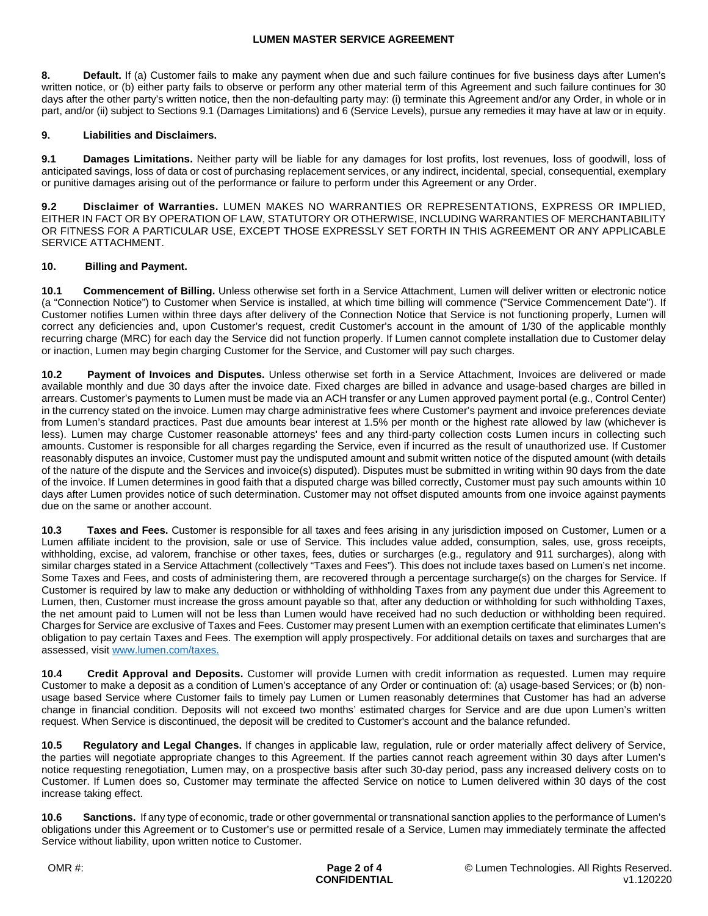**8. Default.** If (a) Customer fails to make any payment when due and such failure continues for five business days after Lumen's written notice, or (b) either party fails to observe or perform any other material term of this Agreement and such failure continues for 30 days after the other party's written notice, then the non-defaulting party may: (i) terminate this Agreement and/or any Order, in whole or in part, and/or (ii) subject to Sections 9.1 (Damages Limitations) and 6 (Service Levels), pursue any remedies it may have at law or in equity.

**9. Liabilities and Disclaimers.**

**9.1 Damages Limitations.** Neither party will be liable for any damages for lost profits, lost revenues, loss of goodwill, loss of anticipated savings, loss of data or cost of purchasing replacement services, or any indirect, incidental, special, consequential, exemplary or punitive damages arising out of the performance or failure to perform under this Agreement or any Order.

**9.2 Disclaimer of Warranties.** LUMEN MAKES NO WARRANTIES OR REPRESENTATIONS, EXPRESS OR IMPLIED, EITHER IN FACT OR BY OPERATION OF LAW, STATUTORY OR OTHERWISE, INCLUDING WARRANTIES OF MERCHANTABILITY OR FITNESS FOR A PARTICULAR USE, EXCEPT THOSE EXPRESSLY SET FORTH IN THIS AGREEMENT OR ANY APPLICABLE SERVICE ATTACHMENT.

**10. Billing and Payment.**

**10.1 Commencement of Billing.** Unless otherwise set forth in a Service Attachment, Lumen will deliver written or electronic notice (a "Connection Notice") to Customer when Service is installed, at which time billing will commence ("Service Commencement Date"). If Customer notifies Lumen within three days after delivery of the Connection Notice that Service is not functioning properly, Lumen will correct any deficiencies and, upon Customer's request, credit Customer's account in the amount of 1/30 of the applicable monthly recurring charge (MRC) for each day the Service did not function properly. If Lumen cannot complete installation due to Customer delay or inaction, Lumen may begin charging Customer for the Service, and Customer will pay such charges.

**10.2 Payment of Invoices and Disputes.** Unless otherwise set forth in a Service Attachment, Invoices are delivered or made available monthly and due 30 days after the invoice date. Fixed charges are billed in advance and usage-based charges are billed in arrears. Customer's payments to Lumen must be made via an ACH transfer or any Lumen approved payment portal (e.g., Control Center) in the currency stated on the invoice. Lumen may charge administrative fees where Customer's payment and invoice preferences deviate from Lumen's standard practices. Past due amounts bear interest at 1.5% per month or the highest rate allowed by law (whichever is less). Lumen may charge Customer reasonable attorneys' fees and any third-party collection costs Lumen incurs in collecting such amounts. Customer is responsible for all charges regarding the Service, even if incurred as the result of unauthorized use. If Customer reasonably disputes an invoice, Customer must pay the undisputed amount and submit written notice of the disputed amount (with details of the nature of the dispute and the Services and invoice(s) disputed). Disputes must be submitted in writing within 90 days from the date of the invoice. If Lumen determines in good faith that a disputed charge was billed correctly, Customer must pay such amounts within 10 days after Lumen provides notice of such determination. Customer may not offset disputed amounts from one invoice against payments due on the same or another account.

**10.3 Taxes and Fees.** Customer is responsible for all taxes and fees arising in any jurisdiction imposed on Customer, Lumen or a Lumen affiliate incident to the provision, sale or use of Service. This includes value added, consumption, sales, use, gross receipts, withholding, excise, ad valorem, franchise or other taxes, fees, duties or surcharges (e.g., regulatory and 911 surcharges), along with similar charges stated in a Service Attachment (collectively "Taxes and Fees"). This does not include taxes based on Lumen's net income. Some Taxes and Fees, and costs of administering them, are recovered through a percentage surcharge(s) on the charges for Service. If Customer is required by law to make any deduction or withholding of withholding Taxes from any payment due under this Agreement to Lumen, then, Customer must increase the gross amount payable so that, after any deduction or withholding for such withholding Taxes, the net amount paid to Lumen will not be less than Lumen would have received had no such deduction or withholding been required. Charges for Service are exclusive of Taxes and Fees. Customer may present Lumen with an exemption certificate that eliminates Lumen's obligation to pay certain Taxes and Fees. The exemption will apply prospectively. For additional details on taxes and surcharges that are assessed, visit [www.lumen.com/taxes.](http://www.lumen.com/taxes)

**10.4 Credit Approval and Deposits.** Customer will provide Lumen with credit information as requested. Lumen may require Customer to make a deposit as a condition of Lumen's acceptance of any Order or continuation of: (a) usage-based Services; or (b) non-usage based Service where Customer fails to timely pay Lumen or Lumen reasonably determines that Customer has had an adverse change in financial condition. Deposits will not exceed two months' estimated charges for Service and are due upon Lumen's written request. When Service is discontinued, the deposit will be credited to Customer's account and the balance refunded.

**10.5 Regulatory and Legal Changes.** If changes in applicable law, regulation, rule or order materially affect delivery of Service, the parties will negotiate appropriate changes to this Agreement. If the parties cannot reach agreement within 30 days after Lumen's notice requesting renegotiation, Lumen may, on a prospective basis after such 30-day period, pass any increased delivery costs on to Customer. If Lumen does so, Customer may terminate the affected Service on notice to Lumen delivered within 30 days of the cost increase taking effect.

**10.6 Sanctions.** If any type of economic, trade or other governmental or transnational sanction applies to the performance of Lumen's obligations under this Agreement or to Customer's use or permitted resale of a Service, Lumen may immediately terminate the affected Service without liability, upon written notice to Customer.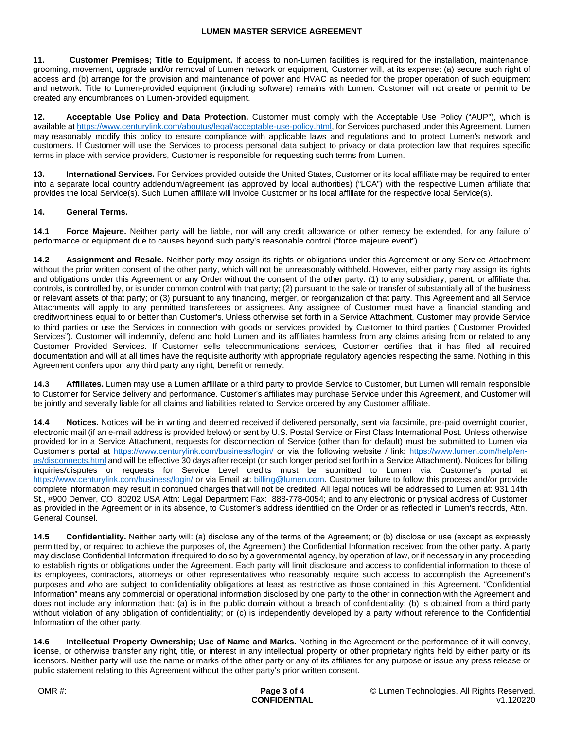**11. Customer Premises; Title to Equipment.** If access to non-Lumen facilities is required for the installation, maintenance, grooming, movement, upgrade and/or removal of Lumen network or equipment, Customer will, at its expense: (a) secure such right of access and (b) arrange for the provision and maintenance of power and HVAC as needed for the proper operation of such equipment and network. Title to Lumen-provided equipment (including software) remains with Lumen. Customer will not create or permit to be created any encumbrances on Lumen-provided equipment.

**12. Acceptable Use Policy and Data Protection.** Customer must comply with the Acceptable Use Policy ("AUP"), which is available at [https://www.centurylink.com/aboutus/legal/acceptable-use-policy.html](https://www.centurylink.com/aboutus/legal/acceptable-use-policy.html), for Services purchased under this Agreement. Lumen may reasonably modify this policy to ensure compliance with applicable laws and regulations and to protect Lumen's network and customers. If Customer will use the Services to process personal data subject to privacy or data protection law that requires specific terms in place with service providers, Customer is responsible for requesting such terms from Lumen.

**13. International Services.** For Services provided outside the United States, Customer or its local affiliate may be required to enter into a separate local country addendum/agreement (as approved by local authorities) ("LCA") with the respective Lumen affiliate that provides the local Service(s). Such Lumen affiliate will invoice Customer or its local affiliate for the respective local Service(s).

**14. General Terms.**

**14.1 Force Majeure.** Neither party will be liable, nor will any credit allowance or other remedy be extended, for any failure of performance or equipment due to causes beyond such party's reasonable control ("force majeure event").

**14.2 Assignment and Resale.** Neither party may assign its rights or obligations under this Agreement or any Service Attachment without the prior written consent of the other party, which will not be unreasonably withheld. However, either party may assign its rights and obligations under this Agreement or any Order without the consent of the other party: (1) to any subsidiary, parent, or affiliate that controls, is controlled by, or is under common control with that party; (2) pursuant to the sale or transfer of substantially all of the business or relevant assets of that party; or (3) pursuant to any financing, merger, or reorganization of that party. This Agreement and all Service Attachments will apply to any permitted transferees or assignees. Any assignee of Customer must have a financial standing and creditworthiness equal to or better than Customer's. Unless otherwise set forth in a Service Attachment, Customer may provide Service to third parties or use the Services in connection with goods or services provided by Customer to third parties ("Customer Provided Services"). Customer will indemnify, defend and hold Lumen and its affiliates harmless from any claims arising from or related to any Customer Provided Services. If Customer sells telecommunications services, Customer certifies that it has filed all required documentation and will at all times have the requisite authority with appropriate regulatory agencies respecting the same. Nothing in this Agreement confers upon any third party any right, benefit or remedy.

**14.3 Affiliates.** Lumen may use a Lumen affiliate or a third party to provide Service to Customer, but Lumen will remain responsible to Customer for Service delivery and performance. Customer's affiliates may purchase Service under this Agreement, and Customer will be jointly and severally liable for all claims and liabilities related to Service ordered by any Customer affiliate.

**14.4 Notices.** Notices will be in writing and deemed received if delivered personally, sent via facsimile, pre-paid overnight courier, electronic mail (if an e-mail address is provided below) or sent by U.S. Postal Service or First Class International Post. Unless otherwise provided for in a Service Attachment, requests for disconnection of Service (other than for default) must be submitted to Lumen via Customer's portal at [https://www.centurylink.com/business/login/](https://www.centurylink.com/business/login/) or via the following website / link: [https://www.lumen.com/help/en-us/disconnects.html](https://www.lumen.com/help/en-us/disconnects.html) and will be effective 30 days after receipt (or such longer period set forth in a Service Attachment). Notices for billing inquiries/disputes or requests for Service Level credits must be submitted to Lumen via Customer's portal at [https://www.centurylink.com/business/login/](https://www.centurylink.com/business/login/) or via Email at: [billing@lumen.com](mailto:billing@lumen.com). Customer failure to follow this process and/or provide complete information may result in continued charges that will not be credited. All legal notices will be addressed to Lumen at: 931 14th St., #900 Denver, CO 80202 USA Attn: Legal Department Fax: 888-778-0054; and to any electronic or physical address of Customer as provided in the Agreement or in its absence, to Customer's address identified on the Order or as reflected in Lumen's records, Attn. General Counsel.

**14.5 Confidentiality.** Neither party will: (a) disclose any of the terms of the Agreement; or (b) disclose or use (except as expressly permitted by, or required to achieve the purposes of, the Agreement) the Confidential Information received from the other party. A party may disclose Confidential Information if required to do so by a governmental agency, by operation of law, or if necessary in any proceeding to establish rights or obligations under the Agreement. Each party will limit disclosure and access to confidential information to those of its employees, contractors, attorneys or other representatives who reasonably require such access to accomplish the Agreement's purposes and who are subject to confidentiality obligations at least as restrictive as those contained in this Agreement. "Confidential Information" means any commercial or operational information disclosed by one party to the other in connection with the Agreement and does not include any information that: (a) is in the public domain without a breach of confidentiality; (b) is obtained from a third party without violation of any obligation of confidentiality; or (c) is independently developed by a party without reference to the Confidential Information of the other party.

**14.6 Intellectual Property Ownership; Use of Name and Marks.** Nothing in the Agreement or the performance of it will convey, license, or otherwise transfer any right, title, or interest in any intellectual property or other proprietary rights held by either party or its licensors. Neither party will use the name or marks of the other party or any of its affiliates for any purpose or issue any press release or public statement relating to this Agreement without the other party's prior written consent.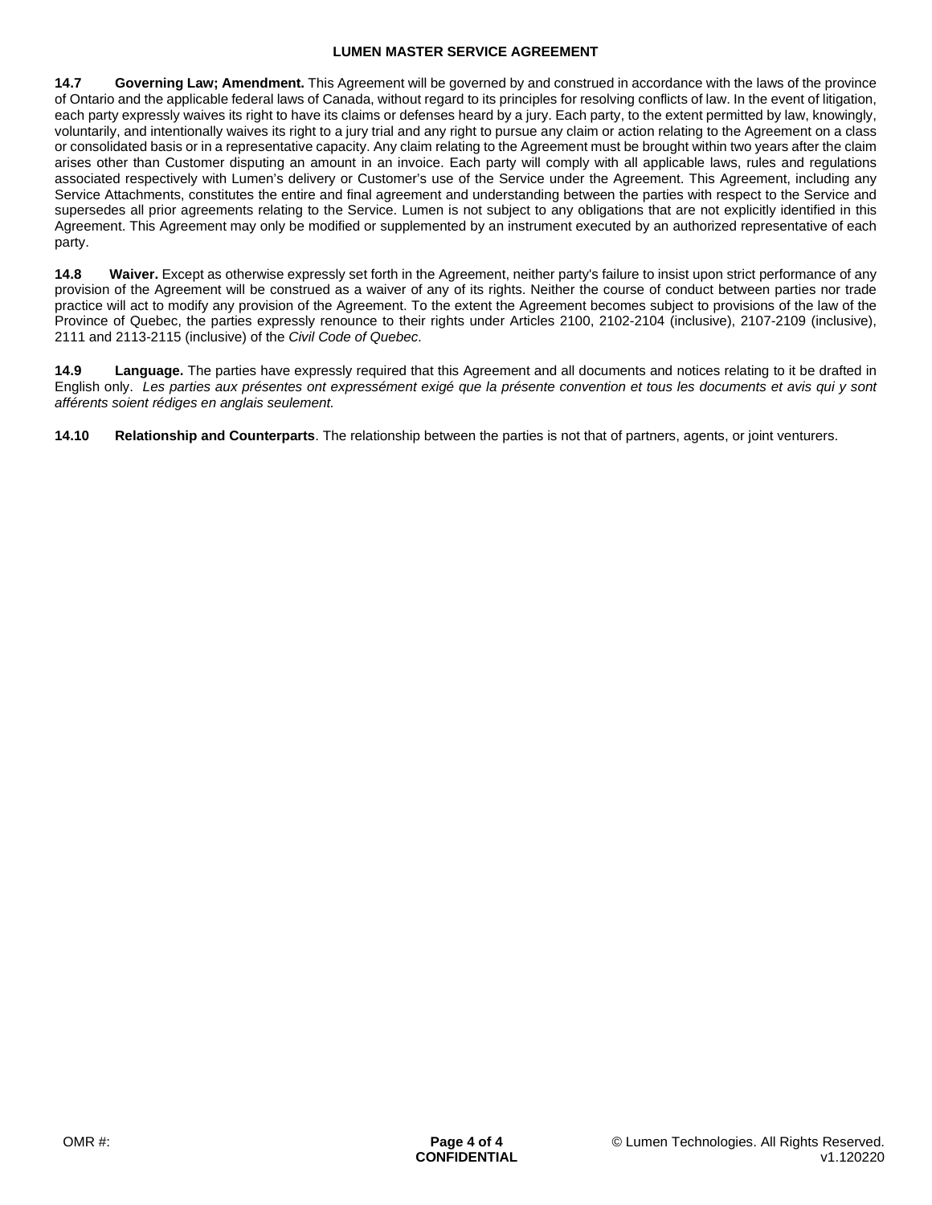**14.7 Governing Law; Amendment.** This Agreement will be governed by and construed in accordance with the laws of the province of Ontario and the applicable federal laws of Canada, without regard to its principles for resolving conflicts of law. In the event of litigation, each party expressly waives its right to have its claims or defenses heard by a jury. Each party, to the extent permitted by law, knowingly, voluntarily, and intentionally waives its right to a jury trial and any right to pursue any claim or action relating to the Agreement on a class or consolidated basis or in a representative capacity. Any claim relating to the Agreement must be brought within two years after the claim arises other than Customer disputing an amount in an invoice. Each party will comply with all applicable laws, rules and regulations associated respectively with Lumen's delivery or Customer's use of the Service under the Agreement. This Agreement, including any Service Attachments, constitutes the entire and final agreement and understanding between the parties with respect to the Service and supersedes all prior agreements relating to the Service. Lumen is not subject to any obligations that are not explicitly identified in this Agreement. This Agreement may only be modified or supplemented by an instrument executed by an authorized representative of each party.

**14.8 Waiver.** Except as otherwise expressly set forth in the Agreement, neither party's failure to insist upon strict performance of any provision of the Agreement will be construed as a waiver of any of its rights. Neither the course of conduct between parties nor trade practice will act to modify any provision of the Agreement. To the extent the Agreement becomes subject to provisions of the law of the Province of Quebec, the parties expressly renounce to their rights under Articles 2100, 2102-2104 (inclusive), 2107-2109 (inclusive), 2111 and 2113-2115 (inclusive) of the *Civil Code of Quebec*.

**14.9 Language.** The parties have expressly required that this Agreement and all documents and notices relating to it be drafted in English only. *Les parties aux présentes ont expressément exigé que la présente convention et tous les documents et avis qui y sont afférents soient rédiges en anglais seulement.*

**14.10 Relationship and Counterparts**. The relationship between the parties is not that of partners, agents, or joint venturers.

OMR #:

CONFIDENTIAL

© Lumen Technologies. All Rights Reserved.
v1.120220